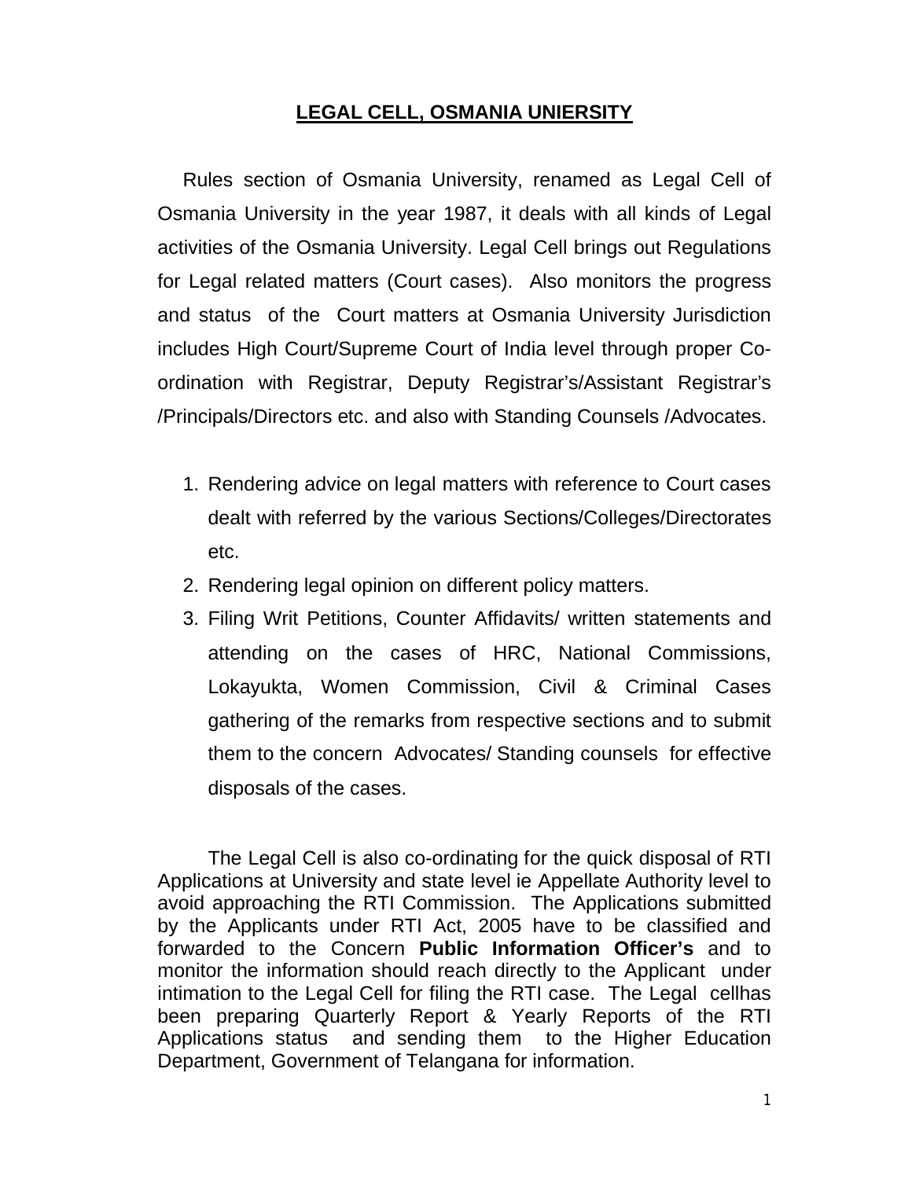# LEGAL CELL, OSMANIA UNIERSITY

Rules section of Osmania University, renamed as Legal Cell of Osmania University in the year 1987, it deals with all kinds of Legal activities of the Osmania University. Legal Cell brings out Regulations for Legal related matters (Court cases). Also monitors the progress and status of the Court matters at Osmania University Jurisdiction includes High Court/Supreme Court of India level through proper Co-ordination with Registrar, Deputy Registrar's/Assistant Registrar's /Principals/Directors etc. and also with Standing Counsels /Advocates.

1. Rendering advice on legal matters with reference to Court cases dealt with referred by the various Sections/Colleges/Directorates etc.
2. Rendering legal opinion on different policy matters.
3. Filing Writ Petitions, Counter Affidavits/ written statements and attending on the cases of HRC, National Commissions, Lokayukta, Women Commission, Civil & Criminal Cases gathering of the remarks from respective sections and to submit them to the concern Advocates/ Standing counsels for effective disposals of the cases.

The Legal Cell is also co-ordinating for the quick disposal of RTI Applications at University and state level ie Appellate Authority level to avoid approaching the RTI Commission. The Applications submitted by the Applicants under RTI Act, 2005 have to be classified and forwarded to the Concern **Public Information Officer's** and to monitor the information should reach directly to the Applicant under intimation to the Legal Cell for filing the RTI case. The Legal cellhas been preparing Quarterly Report & Yearly Reports of the RTI Applications status and sending them to the Higher Education Department, Government of Telangana for information.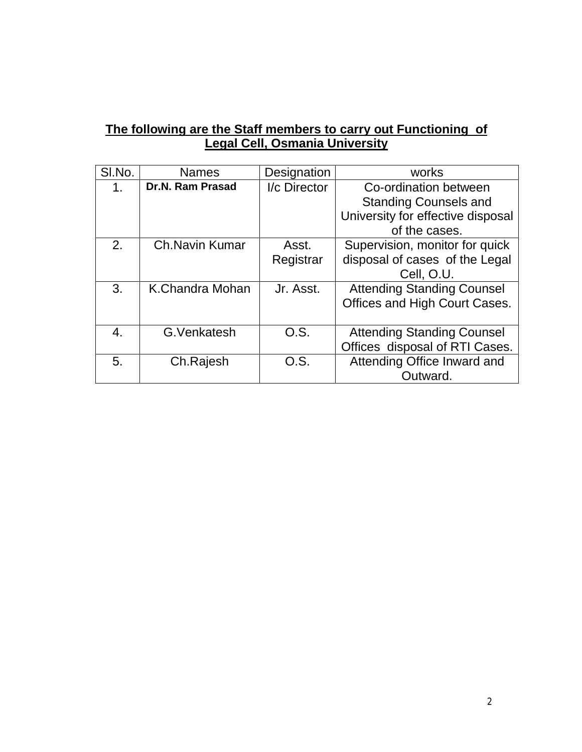**<u>The following are the Staff members to carry out Functioning of Legal Cell, Osmania University</u>**

| Sl.No. | Names | Designation | works |
|---|---|---|---|
| 1. | **Dr.N. Ram Prasad** | I/c Director | Co-ordination between Standing Counsels and University for effective disposal of the cases. |
| 2. | Ch.Navin Kumar | Asst. Registrar | Supervision, monitor for quick disposal of cases of the Legal Cell, O.U. |
| 3. | K.Chandra Mohan | Jr. Asst. | Attending Standing Counsel Offices and High Court Cases. |
| 4. | G.Venkatesh | O.S. | Attending Standing Counsel Offices disposal of RTI Cases. |
| 5. | Ch.Rajesh | O.S. | Attending Office Inward and Outward. |